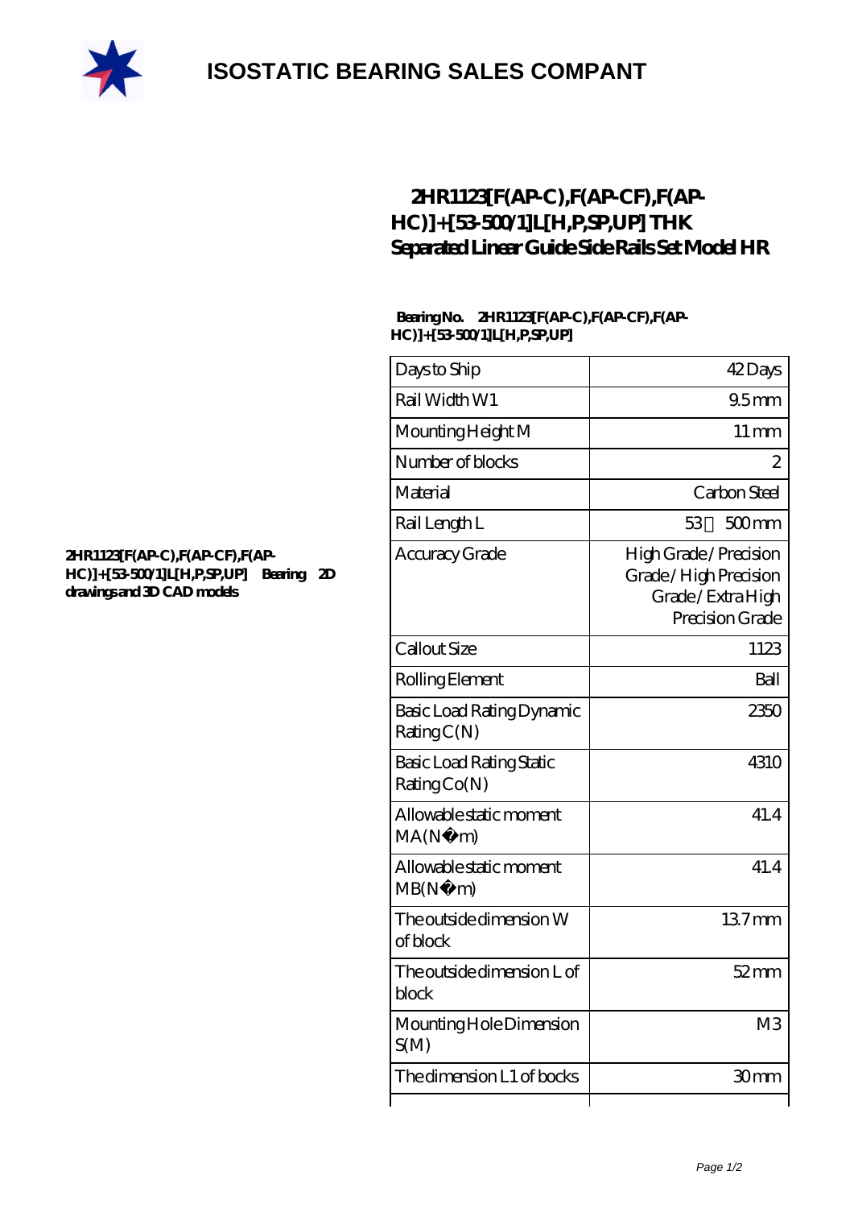# ISOSTATIC BEARING SALES COMPANT

## 2HR1123[F(AP-C),F(AP-CF),F(AP-HC)]+[53-500/1]L[H,P,SP,UP] THK Separated Linear Guide Side Rails Set Model HR

2HR1123[F(AP-C),F(AP-CF),F(AP-HC)]+[53-500/1]L[H,P,SP,UP] Bearing 2D drawings and 3D CAD models

**Bearing No. 2HR1123[F(AP-C),F(AP-CF),F(AP-HC)]+[53-500/1]L[H,P,SP,UP]**

| | |
|---|---|
| Days to Ship | 42 Days |
| Rail Width W1 | 9.5 mm |
| Mounting Height M | 11 mm |
| Number of blocks | 2 |
| Material | Carbon Steel |
| Rail Length L | 53 500 mm |
| Accuracy Grade | High Grade / Precision Grade / High Precision Grade / Extra High Precision Grade |
| Callout Size | 1123 |
| Rolling Element | Ball |
| Basic Load Rating Dynamic Rating C(N) | 2350 |
| Basic Load Rating Static Rating Co(N) | 4310 |
| Allowable static moment MA(N · m) | 41.4 |
| Allowable static moment MB(N · m) | 41.4 |
| The outside dimension W of block | 13.7 mm |
| The outside dimension L of block | 52 mm |
| Mounting Hole Dimension S(M) | M3 |
| The dimension L1 of bocks | 30 mm |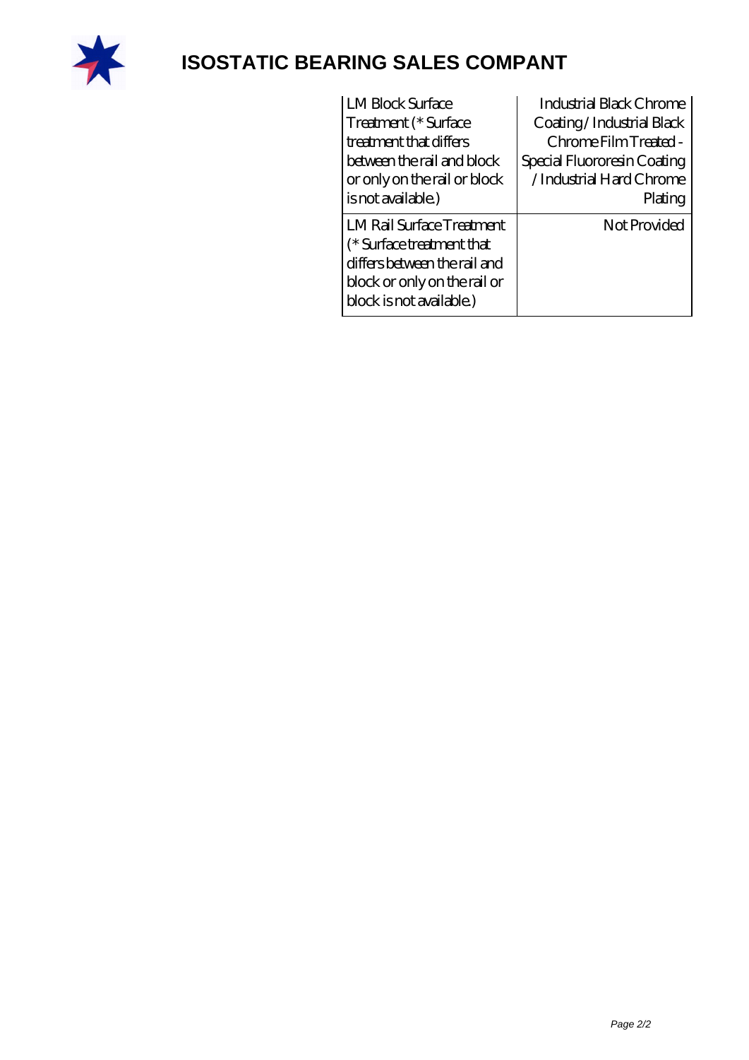| | |
|---|---|
| LM Block Surface Treatment (* Surface treatment that differs between the rail and block or only on the rail or block is not available.) | Industrial Black Chrome Coating / Industrial Black Chrome Film Treated - Special Fluororesin Coating / Industrial Hard Chrome Plating |
| LM Rail Surface Treatment (* Surface treatment that differs between the rail and block or only on the rail or block is not available.) | Not Provided |